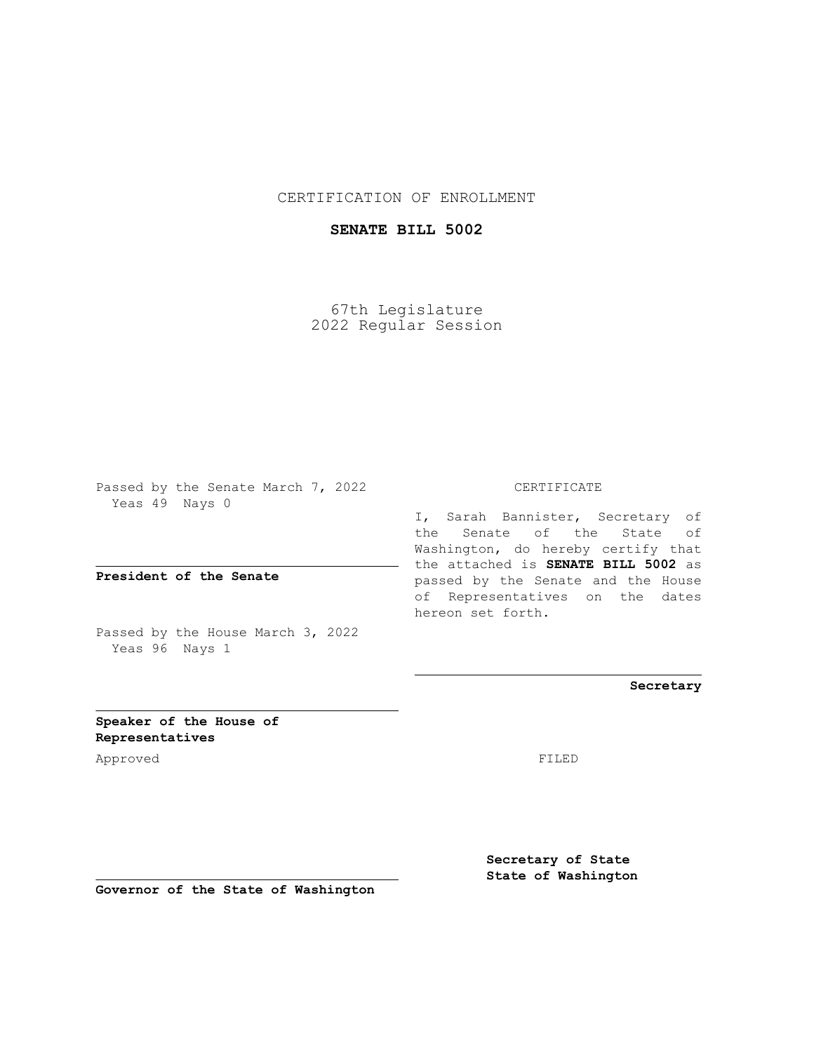CERTIFICATION OF ENROLLMENT

**SENATE BILL 5002**

67th Legislature
2022 Regular Session

Passed by the Senate March 7, 2022
Yeas 49 Nays 0

**President of the Senate**

Passed by the House March 3, 2022
Yeas 96 Nays 1

**Speaker of the House of Representatives**

Approved

**Governor of the State of Washington**

CERTIFICATE

I, Sarah Bannister, Secretary of the Senate of the State of Washington, do hereby certify that the attached is **SENATE BILL 5002** as passed by the Senate and the House of Representatives on the dates hereon set forth.

**Secretary**

FILED

**Secretary of State**
**State of Washington**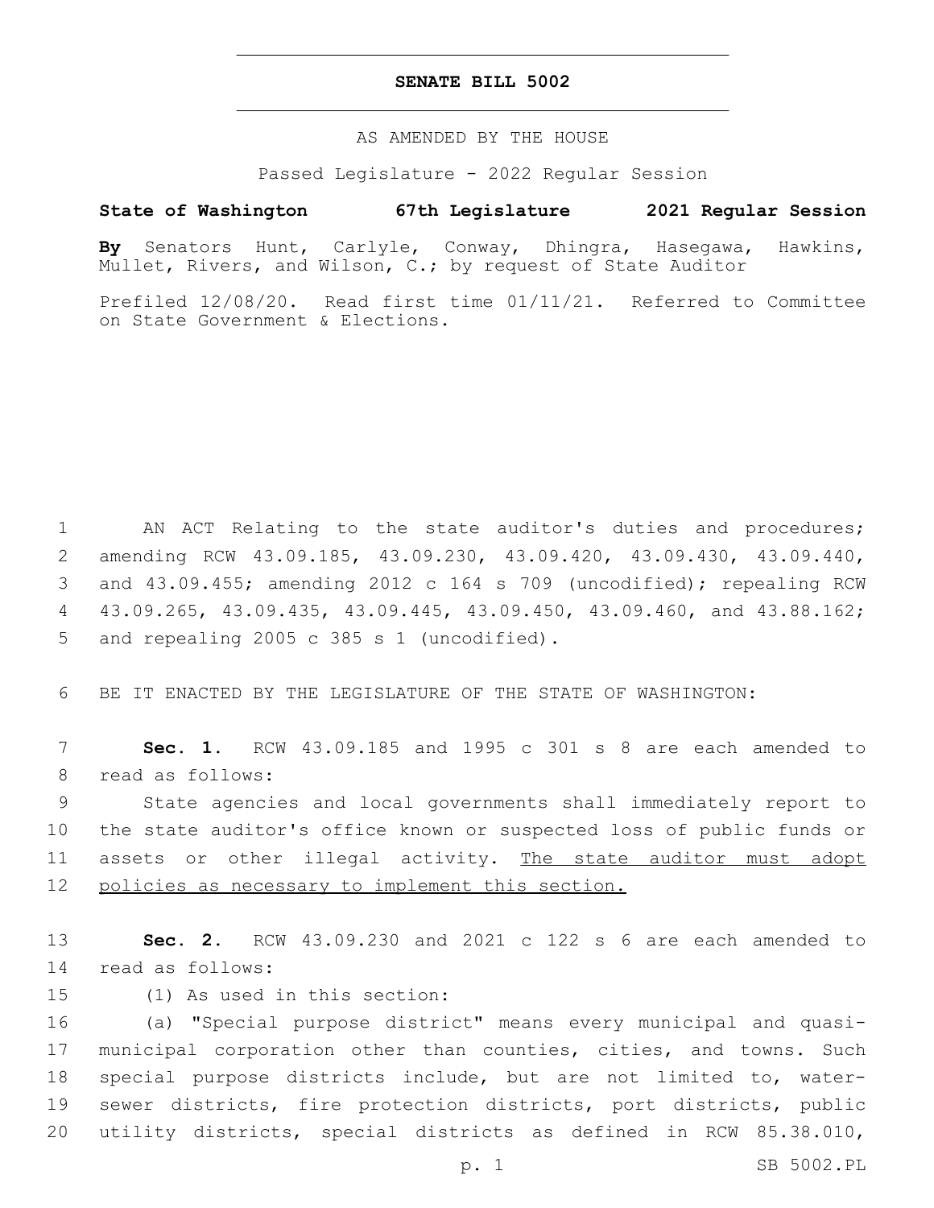# SENATE BILL 5002

AS AMENDED BY THE HOUSE

Passed Legislature - 2022 Regular Session

**State of Washington 67th Legislature 2021 Regular Session**

**By** Senators Hunt, Carlyle, Conway, Dhingra, Hasegawa, Hawkins, Mullet, Rivers, and Wilson, C.; by request of State Auditor

Prefiled 12/08/20. Read first time 01/11/21. Referred to Committee on State Government & Elections.

AN ACT Relating to the state auditor's duties and procedures; amending RCW 43.09.185, 43.09.230, 43.09.420, 43.09.430, 43.09.440, and 43.09.455; amending 2012 c 164 s 709 (uncodified); repealing RCW 43.09.265, 43.09.435, 43.09.445, 43.09.450, 43.09.460, and 43.88.162; and repealing 2005 c 385 s 1 (uncodified).

BE IT ENACTED BY THE LEGISLATURE OF THE STATE OF WASHINGTON:

**Sec. 1.** RCW 43.09.185 and 1995 c 301 s 8 are each amended to read as follows:

State agencies and local governments shall immediately report to the state auditor's office known or suspected loss of public funds or assets or other illegal activity. <u>The state auditor must adopt policies as necessary to implement this section.</u>

**Sec. 2.** RCW 43.09.230 and 2021 c 122 s 6 are each amended to read as follows:

(1) As used in this section:

(a) "Special purpose district" means every municipal and quasi-municipal corporation other than counties, cities, and towns. Such special purpose districts include, but are not limited to, water-sewer districts, fire protection districts, port districts, public utility districts, special districts as defined in RCW 85.38.010,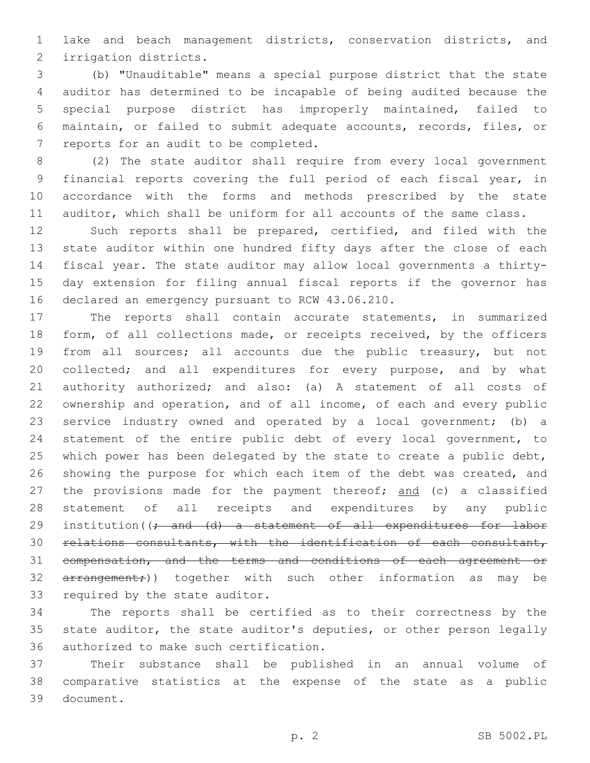lake and beach management districts, conservation districts, and irrigation districts.

(b) "Unauditable" means a special purpose district that the state auditor has determined to be incapable of being audited because the special purpose district has improperly maintained, failed to maintain, or failed to submit adequate accounts, records, files, or reports for an audit to be completed.

(2) The state auditor shall require from every local government financial reports covering the full period of each fiscal year, in accordance with the forms and methods prescribed by the state auditor, which shall be uniform for all accounts of the same class.

Such reports shall be prepared, certified, and filed with the state auditor within one hundred fifty days after the close of each fiscal year. The state auditor may allow local governments a thirty-day extension for filing annual fiscal reports if the governor has declared an emergency pursuant to RCW 43.06.210.

The reports shall contain accurate statements, in summarized form, of all collections made, or receipts received, by the officers from all sources; all accounts due the public treasury, but not collected; and all expenditures for every purpose, and by what authority authorized; and also: (a) A statement of all costs of ownership and operation, and of all income, of each and every public service industry owned and operated by a local government; (b) a statement of the entire public debt of every local government, to which power has been delegated by the state to create a public debt, showing the purpose for which each item of the debt was created, and the provisions made for the payment thereof; <u>and</u> (c) a classified statement of all receipts and expenditures by any public institution((~~; and (d) a statement of all expenditures for labor relations consultants, with the identification of each consultant, compensation, and the terms and conditions of each agreement or arrangement;~~)) together with such other information as may be required by the state auditor.

The reports shall be certified as to their correctness by the state auditor, the state auditor's deputies, or other person legally authorized to make such certification.

Their substance shall be published in an annual volume of comparative statistics at the expense of the state as a public document.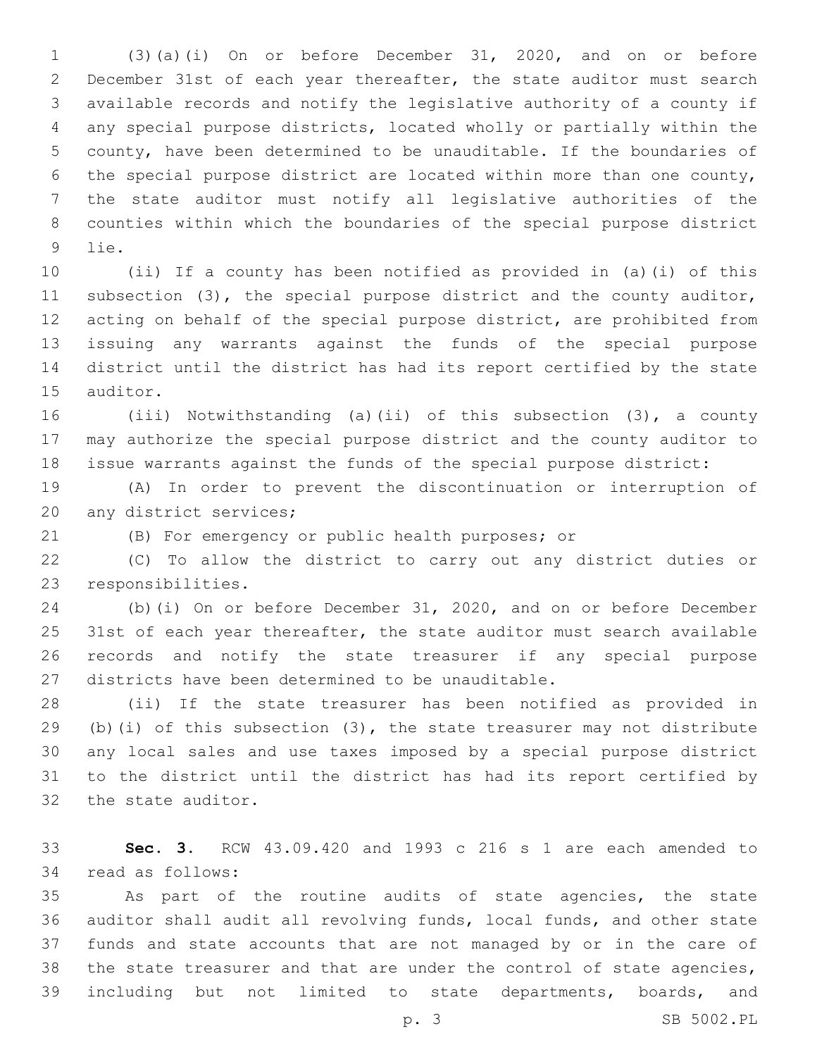(3)(a)(i) On or before December 31, 2020, and on or before December 31st of each year thereafter, the state auditor must search available records and notify the legislative authority of a county if any special purpose districts, located wholly or partially within the county, have been determined to be unauditable. If the boundaries of the special purpose district are located within more than one county, the state auditor must notify all legislative authorities of the counties within which the boundaries of the special purpose district lie.

(ii) If a county has been notified as provided in (a)(i) of this subsection (3), the special purpose district and the county auditor, acting on behalf of the special purpose district, are prohibited from issuing any warrants against the funds of the special purpose district until the district has had its report certified by the state auditor.

(iii) Notwithstanding (a)(ii) of this subsection (3), a county may authorize the special purpose district and the county auditor to issue warrants against the funds of the special purpose district:

(A) In order to prevent the discontinuation or interruption of any district services;

(B) For emergency or public health purposes; or

(C) To allow the district to carry out any district duties or responsibilities.

(b)(i) On or before December 31, 2020, and on or before December 31st of each year thereafter, the state auditor must search available records and notify the state treasurer if any special purpose districts have been determined to be unauditable.

(ii) If the state treasurer has been notified as provided in (b)(i) of this subsection (3), the state treasurer may not distribute any local sales and use taxes imposed by a special purpose district to the district until the district has had its report certified by the state auditor.

**Sec. 3.** RCW 43.09.420 and 1993 c 216 s 1 are each amended to read as follows:

As part of the routine audits of state agencies, the state auditor shall audit all revolving funds, local funds, and other state funds and state accounts that are not managed by or in the care of the state treasurer and that are under the control of state agencies, including but not limited to state departments, boards, and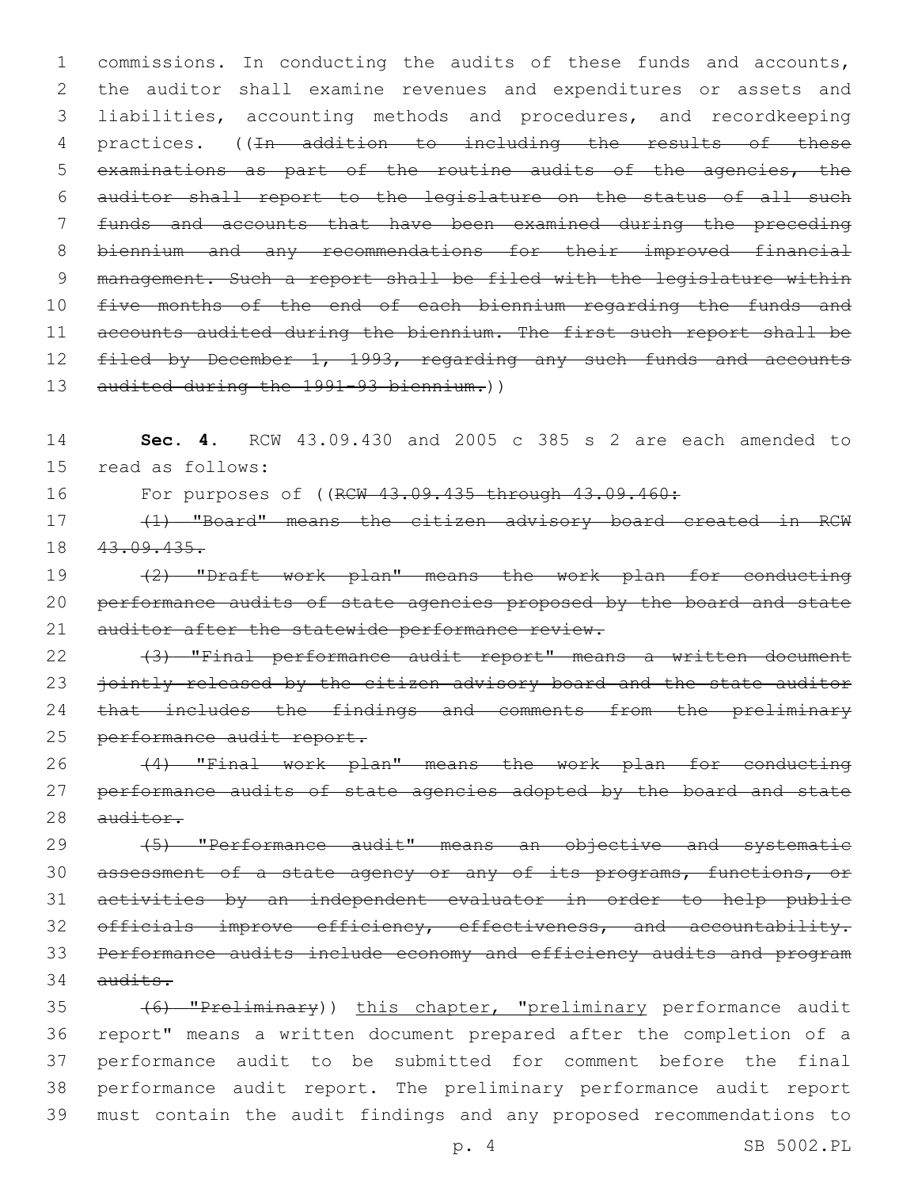commissions. In conducting the audits of these funds and accounts, the auditor shall examine revenues and expenditures or assets and liabilities, accounting methods and procedures, and recordkeeping practices. ((~~In addition to including the results of these examinations as part of the routine audits of the agencies, the auditor shall report to the legislature on the status of all such funds and accounts that have been examined during the preceding biennium and any recommendations for their improved financial management. Such a report shall be filed with the legislature within five months of the end of each biennium regarding the funds and accounts audited during the biennium. The first such report shall be filed by December 1, 1993, regarding any such funds and accounts audited during the 1991-93 biennium.~~))

**Sec. 4.** RCW 43.09.430 and 2005 c 385 s 2 are each amended to read as follows:

For purposes of ((~~RCW 43.09.435 through 43.09.460:~~

~~(1) "Board" means the citizen advisory board created in RCW 43.09.435.~~

~~(2) "Draft work plan" means the work plan for conducting performance audits of state agencies proposed by the board and state auditor after the statewide performance review.~~

~~(3) "Final performance audit report" means a written document jointly released by the citizen advisory board and the state auditor that includes the findings and comments from the preliminary performance audit report.~~

~~(4) "Final work plan" means the work plan for conducting performance audits of state agencies adopted by the board and state auditor.~~

~~(5) "Performance audit" means an objective and systematic assessment of a state agency or any of its programs, functions, or activities by an independent evaluator in order to help public officials improve efficiency, effectiveness, and accountability. Performance audits include economy and efficiency audits and program audits.~~

~~(6) "Preliminary~~)) <u>this chapter, "preliminary</u> performance audit report" means a written document prepared after the completion of a performance audit to be submitted for comment before the final performance audit report. The preliminary performance audit report must contain the audit findings and any proposed recommendations to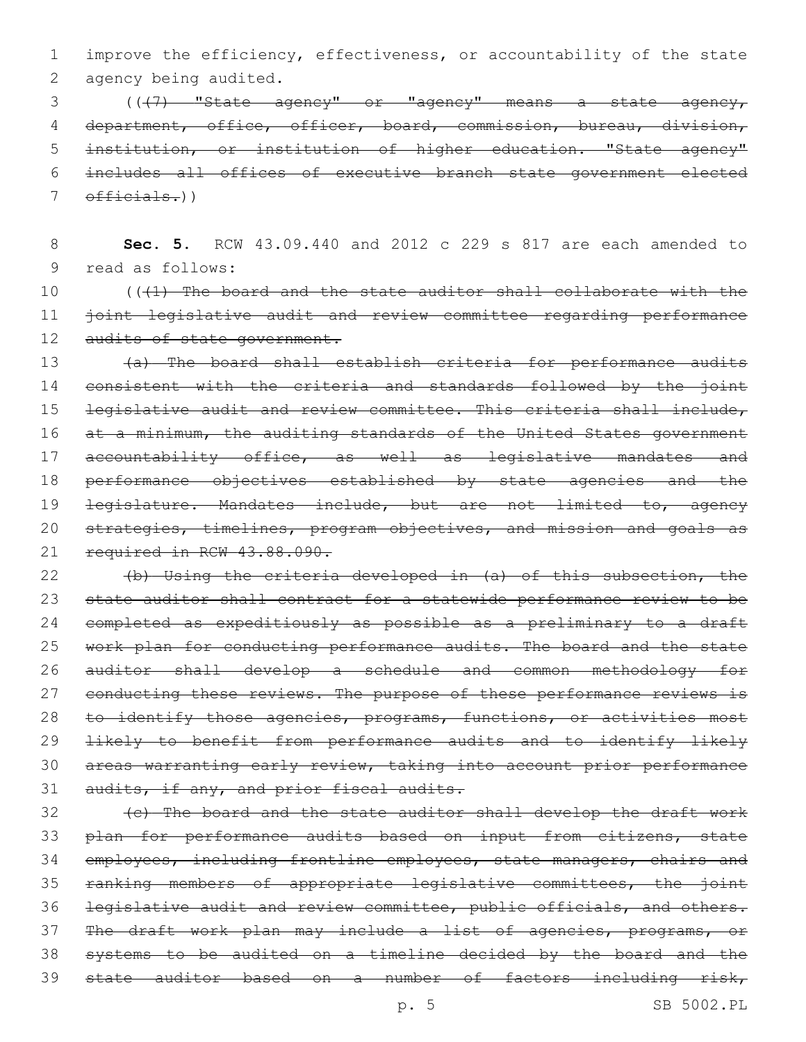improve the efficiency, effectiveness, or accountability of the state agency being audited.

((~~(7) "State agency" or "agency" means a state agency, department, office, officer, board, commission, bureau, division, institution, or institution of higher education. "State agency" includes all offices of executive branch state government elected officials.~~))

**Sec. 5.** RCW 43.09.440 and 2012 c 229 s 817 are each amended to read as follows:

((~~(1) The board and the state auditor shall collaborate with the joint legislative audit and review committee regarding performance audits of state government.~~

~~(a) The board shall establish criteria for performance audits consistent with the criteria and standards followed by the joint legislative audit and review committee. This criteria shall include, at a minimum, the auditing standards of the United States government accountability office, as well as legislative mandates and performance objectives established by state agencies and the legislature. Mandates include, but are not limited to, agency strategies, timelines, program objectives, and mission and goals as required in RCW 43.88.090.~~

~~(b) Using the criteria developed in (a) of this subsection, the state auditor shall contract for a statewide performance review to be completed as expeditiously as possible as a preliminary to a draft work plan for conducting performance audits. The board and the state auditor shall develop a schedule and common methodology for conducting these reviews. The purpose of these performance reviews is to identify those agencies, programs, functions, or activities most likely to benefit from performance audits and to identify likely areas warranting early review, taking into account prior performance audits, if any, and prior fiscal audits.~~

~~(c) The board and the state auditor shall develop the draft work plan for performance audits based on input from citizens, state employees, including frontline employees, state managers, chairs and ranking members of appropriate legislative committees, the joint legislative audit and review committee, public officials, and others. The draft work plan may include a list of agencies, programs, or systems to be audited on a timeline decided by the board and the state auditor based on a number of factors including risk,~~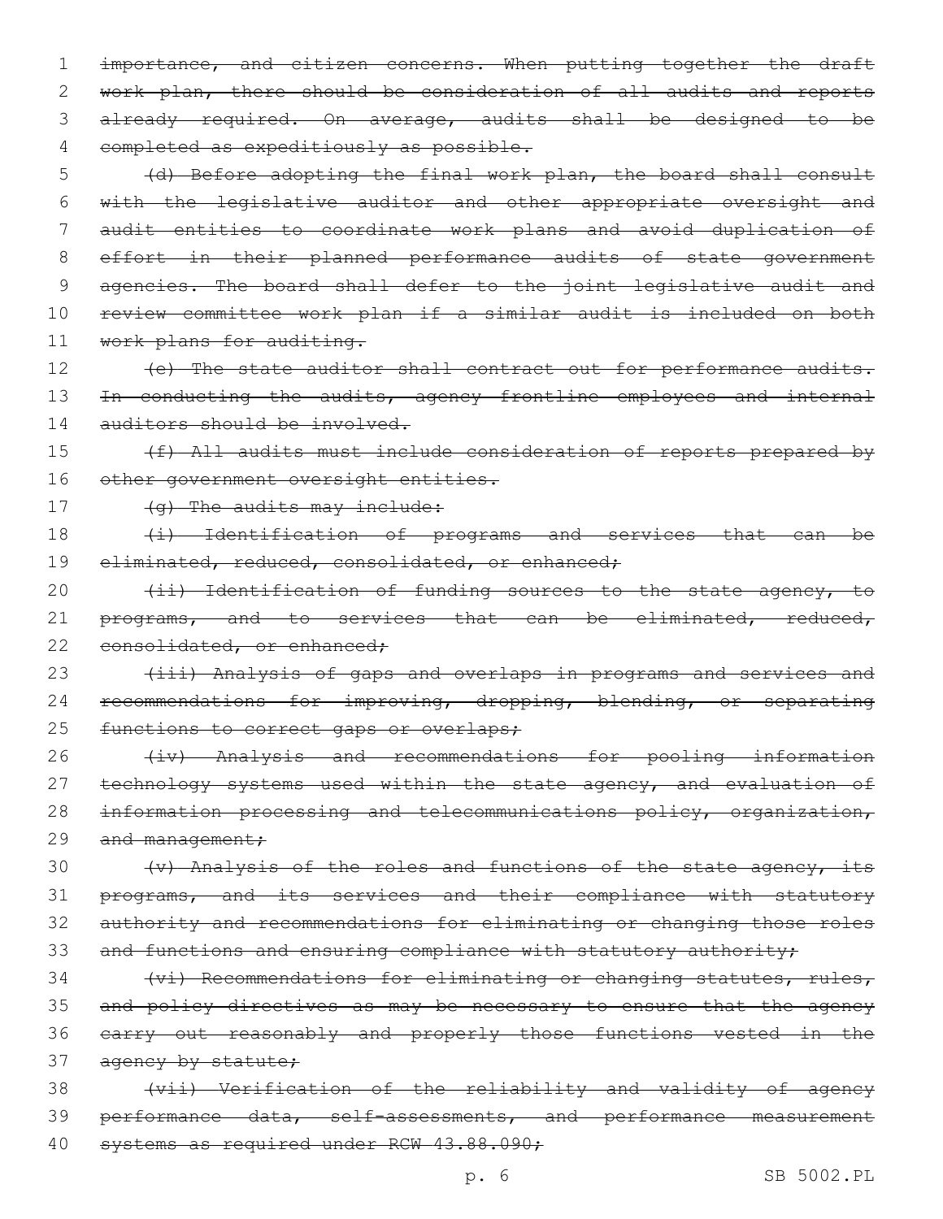~~importance, and citizen concerns. When putting together the draft work plan, there should be consideration of all audits and reports already required. On average, audits shall be designed to be completed as expeditiously as possible.~~

~~(d) Before adopting the final work plan, the board shall consult with the legislative auditor and other appropriate oversight and audit entities to coordinate work plans and avoid duplication of effort in their planned performance audits of state government agencies. The board shall defer to the joint legislative audit and review committee work plan if a similar audit is included on both work plans for auditing.~~

~~(e) The state auditor shall contract out for performance audits. In conducting the audits, agency frontline employees and internal auditors should be involved.~~

~~(f) All audits must include consideration of reports prepared by other government oversight entities.~~

~~(g) The audits may include:~~

~~(i) Identification of programs and services that can be eliminated, reduced, consolidated, or enhanced;~~

~~(ii) Identification of funding sources to the state agency, to programs, and to services that can be eliminated, reduced, consolidated, or enhanced;~~

~~(iii) Analysis of gaps and overlaps in programs and services and recommendations for improving, dropping, blending, or separating functions to correct gaps or overlaps;~~

~~(iv) Analysis and recommendations for pooling information technology systems used within the state agency, and evaluation of information processing and telecommunications policy, organization, and management;~~

~~(v) Analysis of the roles and functions of the state agency, its programs, and its services and their compliance with statutory authority and recommendations for eliminating or changing those roles and functions and ensuring compliance with statutory authority;~~

~~(vi) Recommendations for eliminating or changing statutes, rules, and policy directives as may be necessary to ensure that the agency carry out reasonably and properly those functions vested in the agency by statute;~~

~~(vii) Verification of the reliability and validity of agency performance data, self-assessments, and performance measurement systems as required under RCW 43.88.090;~~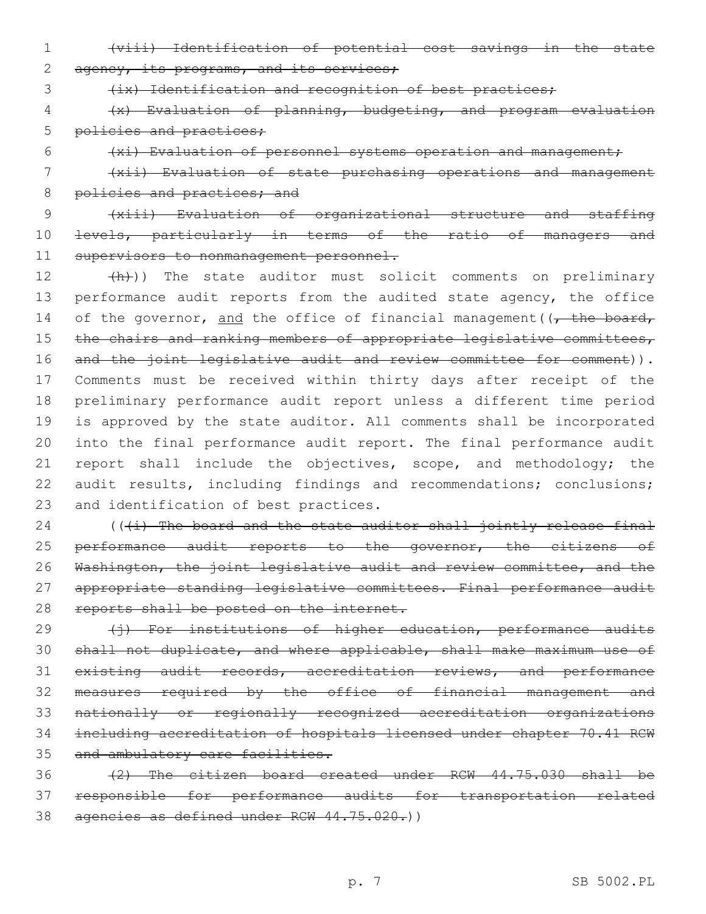~~(viii) Identification of potential cost savings in the state agency, its programs, and its services;~~

~~(ix) Identification and recognition of best practices;~~

~~(x) Evaluation of planning, budgeting, and program evaluation policies and practices;~~

~~(xi) Evaluation of personnel systems operation and management;~~

~~(xii) Evaluation of state purchasing operations and management policies and practices; and~~

~~(xiii) Evaluation of organizational structure and staffing levels, particularly in terms of the ratio of managers and supervisors to nonmanagement personnel.~~

~~(h)~~)) The state auditor must solicit comments on preliminary performance audit reports from the audited state agency, the office of the governor, and the office of financial management((~~, the board, the chairs and ranking members of appropriate legislative committees, and the joint legislative audit and review committee for comment~~)). Comments must be received within thirty days after receipt of the preliminary performance audit report unless a different time period is approved by the state auditor. All comments shall be incorporated into the final performance audit report. The final performance audit report shall include the objectives, scope, and methodology; the audit results, including findings and recommendations; conclusions; and identification of best practices.

((~~(i) The board and the state auditor shall jointly release final performance audit reports to the governor, the citizens of Washington, the joint legislative audit and review committee, and the appropriate standing legislative committees. Final performance audit reports shall be posted on the internet.~~

~~(j) For institutions of higher education, performance audits shall not duplicate, and where applicable, shall make maximum use of existing audit records, accreditation reviews, and performance measures required by the office of financial management and nationally or regionally recognized accreditation organizations including accreditation of hospitals licensed under chapter 70.41 RCW and ambulatory care facilities.~~

~~(2) The citizen board created under RCW 44.75.030 shall be responsible for performance audits for transportation related agencies as defined under RCW 44.75.020.~~))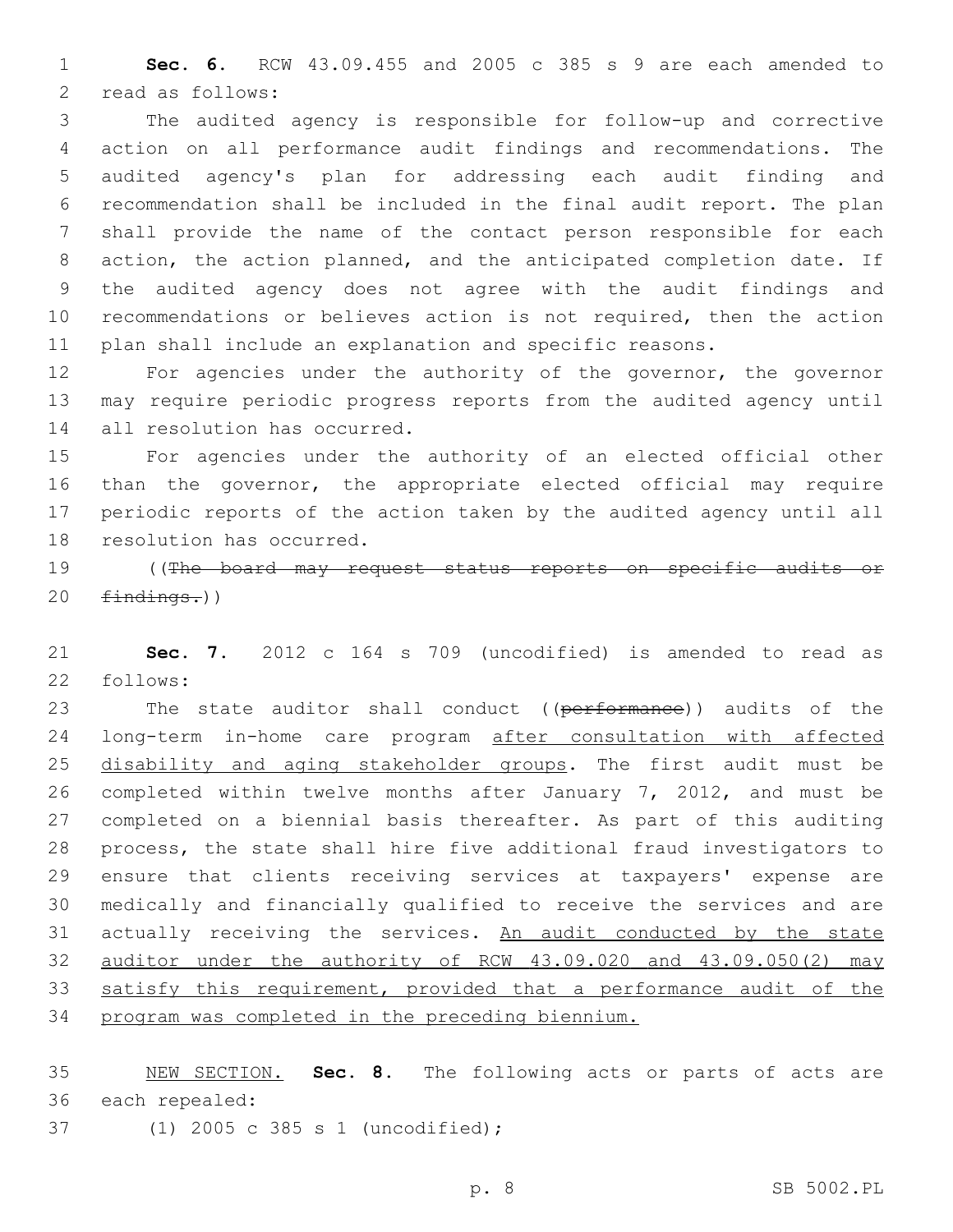**Sec. 6.** RCW 43.09.455 and 2005 c 385 s 9 are each amended to read as follows:

The audited agency is responsible for follow-up and corrective action on all performance audit findings and recommendations. The audited agency's plan for addressing each audit finding and recommendation shall be included in the final audit report. The plan shall provide the name of the contact person responsible for each action, the action planned, and the anticipated completion date. If the audited agency does not agree with the audit findings and recommendations or believes action is not required, then the action plan shall include an explanation and specific reasons.

For agencies under the authority of the governor, the governor may require periodic progress reports from the audited agency until all resolution has occurred.

For agencies under the authority of an elected official other than the governor, the appropriate elected official may require periodic reports of the action taken by the audited agency until all resolution has occurred.

((~~The board may request status reports on specific audits or findings.~~))

**Sec. 7.** 2012 c 164 s 709 (uncodified) is amended to read as follows:

The state auditor shall conduct ((~~performance~~)) audits of the long-term in-home care program <u>after consultation with affected disability and aging stakeholder groups</u>. The first audit must be completed within twelve months after January 7, 2012, and must be completed on a biennial basis thereafter. As part of this auditing process, the state shall hire five additional fraud investigators to ensure that clients receiving services at taxpayers' expense are medically and financially qualified to receive the services and are actually receiving the services. <u>An audit conducted by the state auditor under the authority of RCW 43.09.020 and 43.09.050(2) may satisfy this requirement, provided that a performance audit of the program was completed in the preceding biennium.</u>

<u>NEW SECTION.</u> **Sec. 8.** The following acts or parts of acts are each repealed:

(1) 2005 c 385 s 1 (uncodified);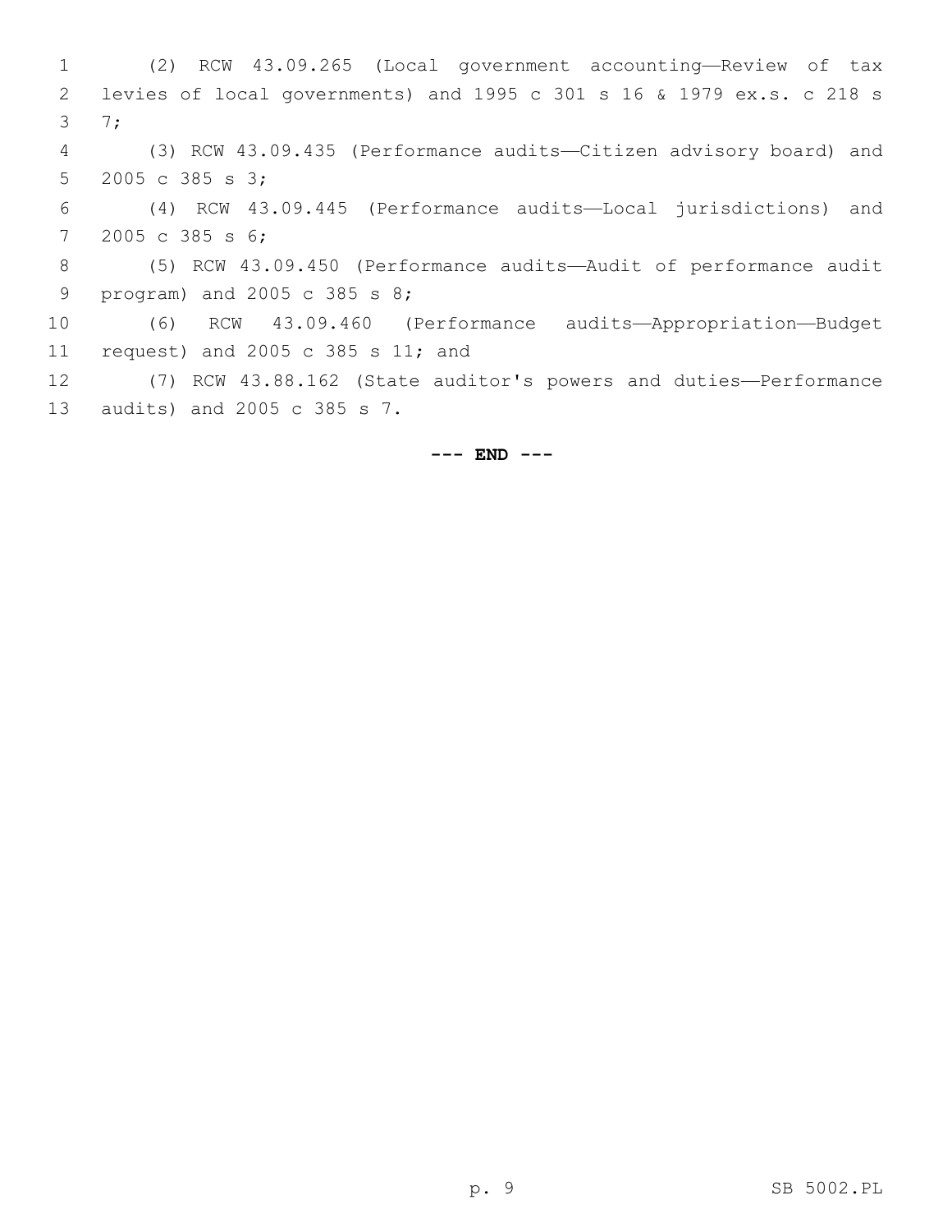(2) RCW 43.09.265 (Local government accounting—Review of tax levies of local governments) and 1995 c 301 s 16 & 1979 ex.s. c 218 s 7;

(3) RCW 43.09.435 (Performance audits—Citizen advisory board) and 2005 c 385 s 3;

(4) RCW 43.09.445 (Performance audits—Local jurisdictions) and 2005 c 385 s 6;

(5) RCW 43.09.450 (Performance audits—Audit of performance audit program) and 2005 c 385 s 8;

(6) RCW 43.09.460 (Performance audits—Appropriation—Budget request) and 2005 c 385 s 11; and

(7) RCW 43.88.162 (State auditor's powers and duties—Performance audits) and 2005 c 385 s 7.

**--- END ---**